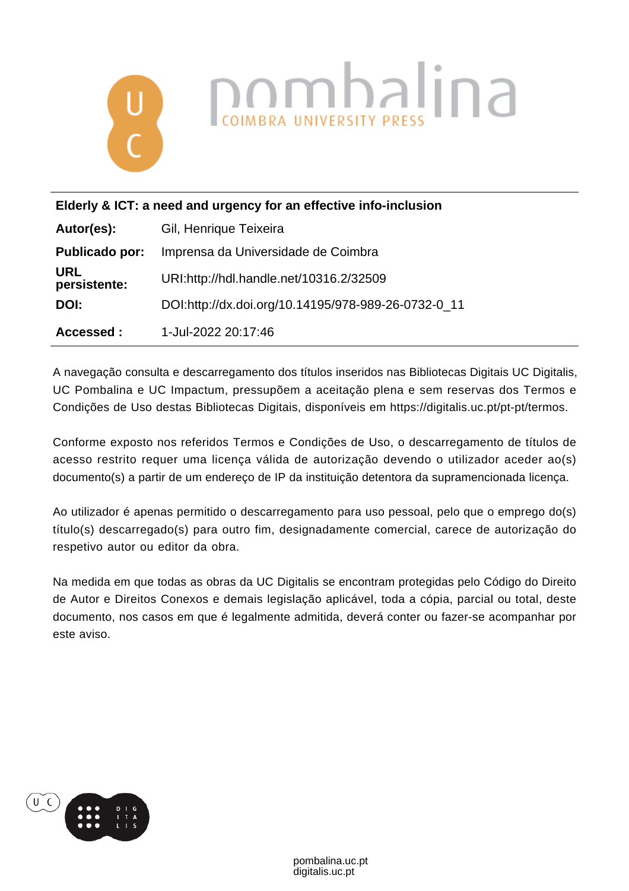**Elderly & ICT: a need and urgency for an effective info-inclusion**

| | |
|---|---|
| **Autor(es):** | Gil, Henrique Teixeira |
| **Publicado por:** | Imprensa da Universidade de Coimbra |
| **URL persistente:** | URI:http://hdl.handle.net/10316.2/32509 |
| **DOI:** | DOI:http://dx.doi.org/10.14195/978-989-26-0732-0_11 |
| **Accessed :** | 1-Jul-2022 20:17:46 |

A navegação consulta e descarregamento dos títulos inseridos nas Bibliotecas Digitais UC Digitalis, UC Pombalina e UC Impactum, pressupõem a aceitação plena e sem reservas dos Termos e Condições de Uso destas Bibliotecas Digitais, disponíveis em https://digitalis.uc.pt/pt-pt/termos.

Conforme exposto nos referidos Termos e Condições de Uso, o descarregamento de títulos de acesso restrito requer uma licença válida de autorização devendo o utilizador aceder ao(s) documento(s) a partir de um endereço de IP da instituição detentora da supramencionada licença.

Ao utilizador é apenas permitido o descarregamento para uso pessoal, pelo que o emprego do(s) título(s) descarregado(s) para outro fim, designadamente comercial, carece de autorização do respetivo autor ou editor da obra.

Na medida em que todas as obras da UC Digitalis se encontram protegidas pelo Código do Direito de Autor e Direitos Conexos e demais legislação aplicável, toda a cópia, parcial ou total, deste documento, nos casos em que é legalmente admitida, deverá conter ou fazer-se acompanhar por este aviso.

pombalina.uc.pt
digitalis.uc.pt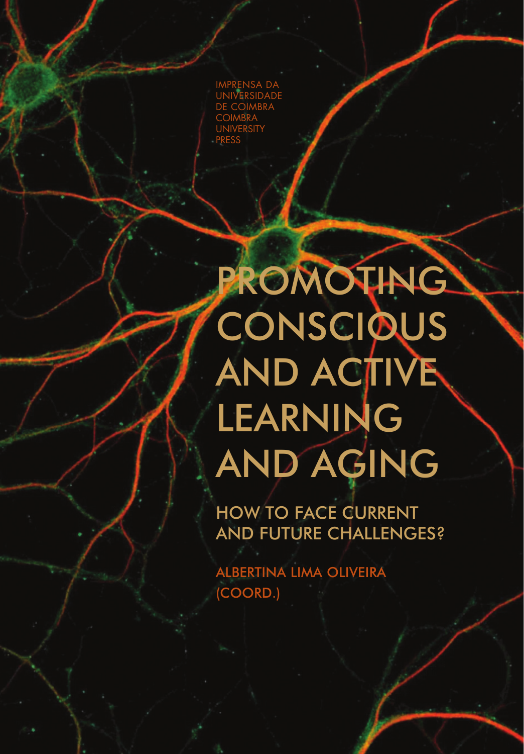IMPRENSA DA UNIVERSIDADE DE COIMBRA
COIMBRA UNIVERSITY PRESS

# PROMOTING CONSCIOUS AND ACTIVE LEARNING AND AGING

## HOW TO FACE CURRENT AND FUTURE CHALLENGES?

ALBERTINA LIMA OLIVEIRA
(COORD.)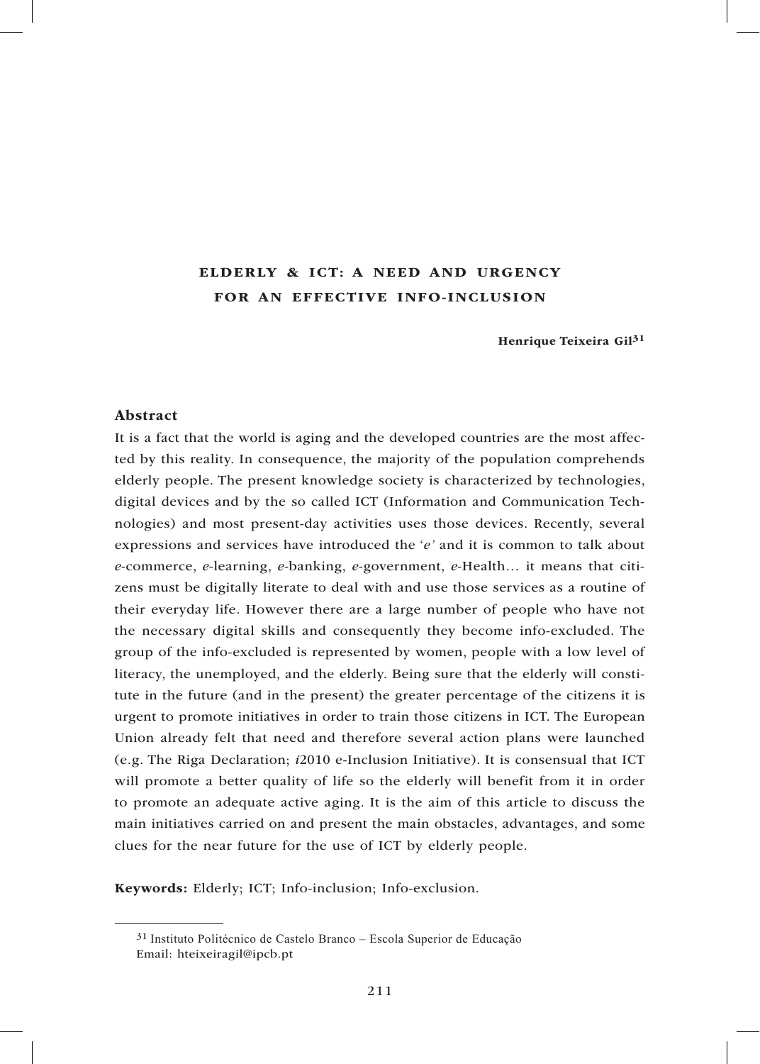# ELDERLY & ICT: A NEED AND URGENCY FOR AN EFFECTIVE INFO-INCLUSION

**Henrique Teixeira Gil**[31]

## Abstract

It is a fact that the world is aging and the developed countries are the most affected by this reality. In consequence, the majority of the population comprehends elderly people. The present knowledge society is characterized by technologies, digital devices and by the so called ICT (Information and Communication Technologies) and most present-day activities uses those devices. Recently, several expressions and services have introduced the '*e*' and it is common to talk about *e*-commerce, *e*-learning, *e*-banking, *e*-government, *e*-Health… it means that citizens must be digitally literate to deal with and use those services as a routine of their everyday life. However there are a large number of people who have not the necessary digital skills and consequently they become info-excluded. The group of the info-excluded is represented by women, people with a low level of literacy, the unemployed, and the elderly. Being sure that the elderly will constitute in the future (and in the present) the greater percentage of the citizens it is urgent to promote initiatives in order to train those citizens in ICT. The European Union already felt that need and therefore several action plans were launched (e.g. The Riga Declaration; *i*2010 e-Inclusion Initiative). It is consensual that ICT will promote a better quality of life so the elderly will benefit from it in order to promote an adequate active aging. It is the aim of this article to discuss the main initiatives carried on and present the main obstacles, advantages, and some clues for the near future for the use of ICT by elderly people.

**Keywords:** Elderly; ICT; Info-inclusion; Info-exclusion.

---

[31] Instituto Politécnico de Castelo Branco – Escola Superior de Educação
Email: hteixeiragil@ipcb.pt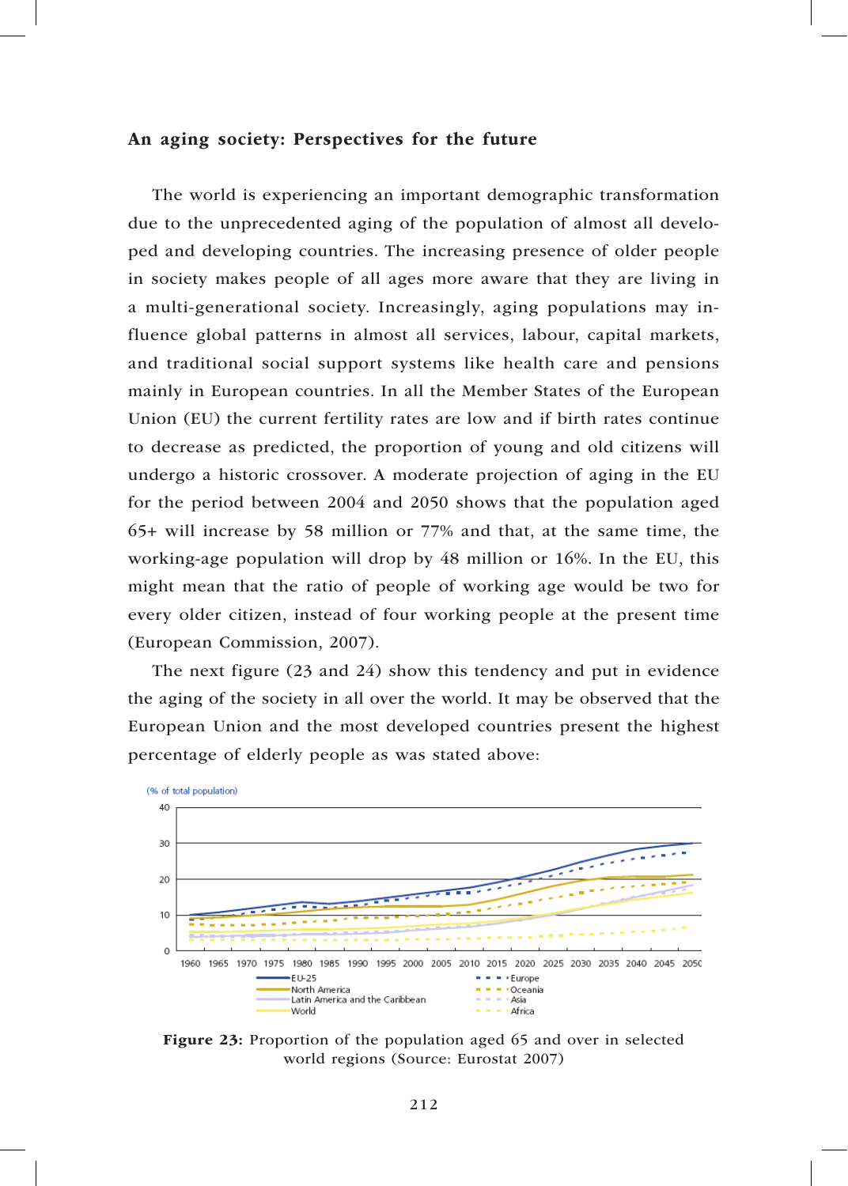## An aging society: Perspectives for the future

The world is experiencing an important demographic transformation due to the unprecedented aging of the population of almost all developed and developing countries. The increasing presence of older people in society makes people of all ages more aware that they are living in a multi-generational society. Increasingly, aging populations may influence global patterns in almost all services, labour, capital markets, and traditional social support systems like health care and pensions mainly in European countries. In all the Member States of the European Union (EU) the current fertility rates are low and if birth rates continue to decrease as predicted, the proportion of young and old citizens will undergo a historic crossover. A moderate projection of aging in the EU for the period between 2004 and 2050 shows that the population aged 65+ will increase by 58 million or 77% and that, at the same time, the working-age population will drop by 48 million or 16%. In the EU, this might mean that the ratio of people of working age would be two for every older citizen, instead of four working people at the present time (European Commission, 2007).

The next figure (23 and 24) show this tendency and put in evidence the aging of the society in all over the world. It may be observed that the European Union and the most developed countries present the highest percentage of elderly people as was stated above:

(% of total population)

40
30
20
10
0

1960 1965 1970 1975 1980 1985 1990 1995 2000 2005 2010 2015 2020 2025 2030 2035 2040 2045 2050

EU-25 — North America — Latin America and the Caribbean — World — Europe — Oceania — Asia — Africa

**Figure 23:** Proportion of the population aged 65 and over in selected world regions (Source: Eurostat 2007)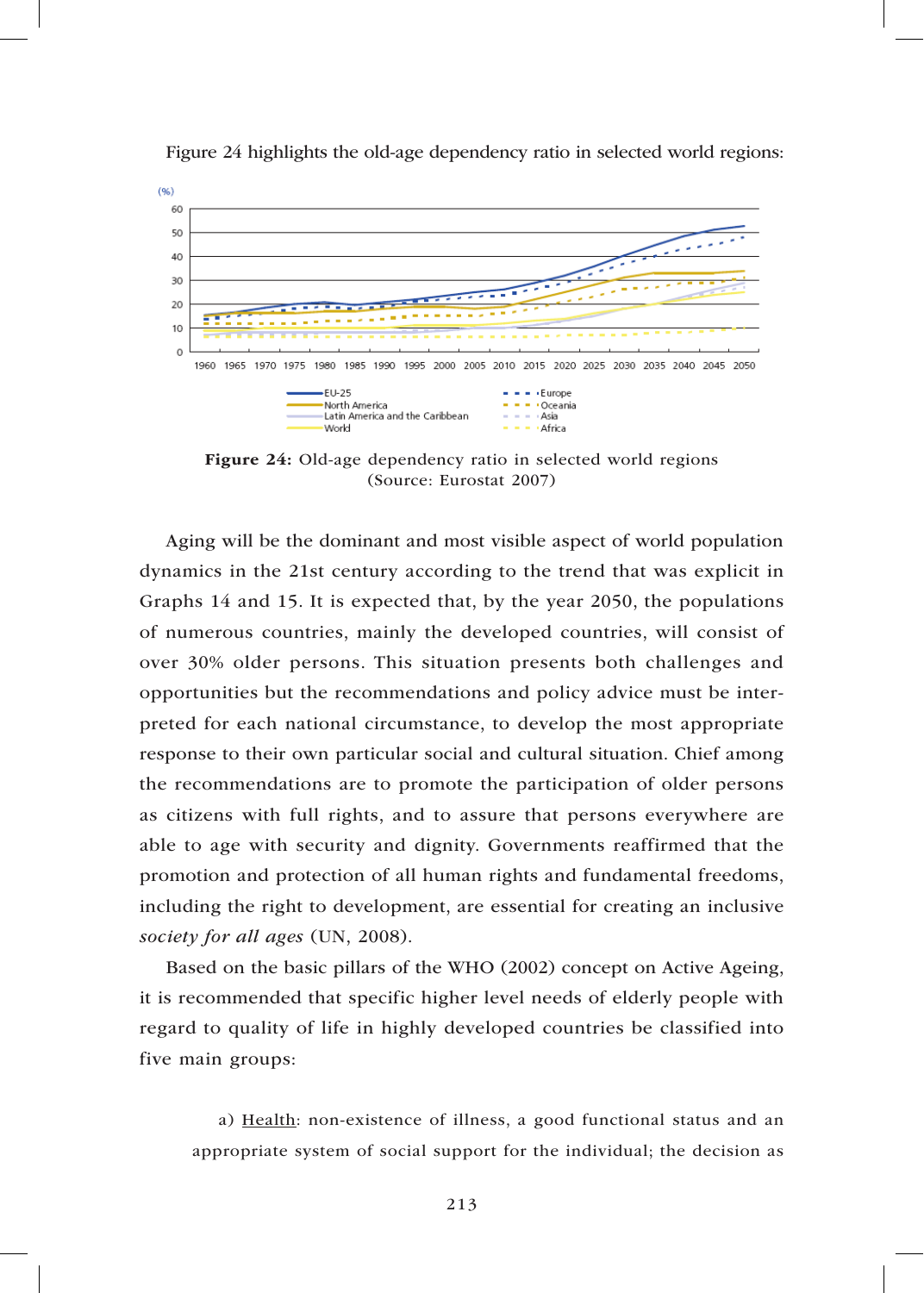Figure 24 highlights the old-age dependency ratio in selected world regions:

**Figure 24:** Old-age dependency ratio in selected world regions (Source: Eurostat 2007)

Aging will be the dominant and most visible aspect of world population dynamics in the 21st century according to the trend that was explicit in Graphs 14 and 15. It is expected that, by the year 2050, the populations of numerous countries, mainly the developed countries, will consist of over 30% older persons. This situation presents both challenges and opportunities but the recommendations and policy advice must be interpreted for each national circumstance, to develop the most appropriate response to their own particular social and cultural situation. Chief among the recommendations are to promote the participation of older persons as citizens with full rights, and to assure that persons everywhere are able to age with security and dignity. Governments reaffirmed that the promotion and protection of all human rights and fundamental freedoms, including the right to development, are essential for creating an inclusive *society for all ages* (UN, 2008).

Based on the basic pillars of the WHO (2002) concept on Active Ageing, it is recommended that specific higher level needs of elderly people with regard to quality of life in highly developed countries be classified into five main groups:

a) Health: non-existence of illness, a good functional status and an appropriate system of social support for the individual; the decision as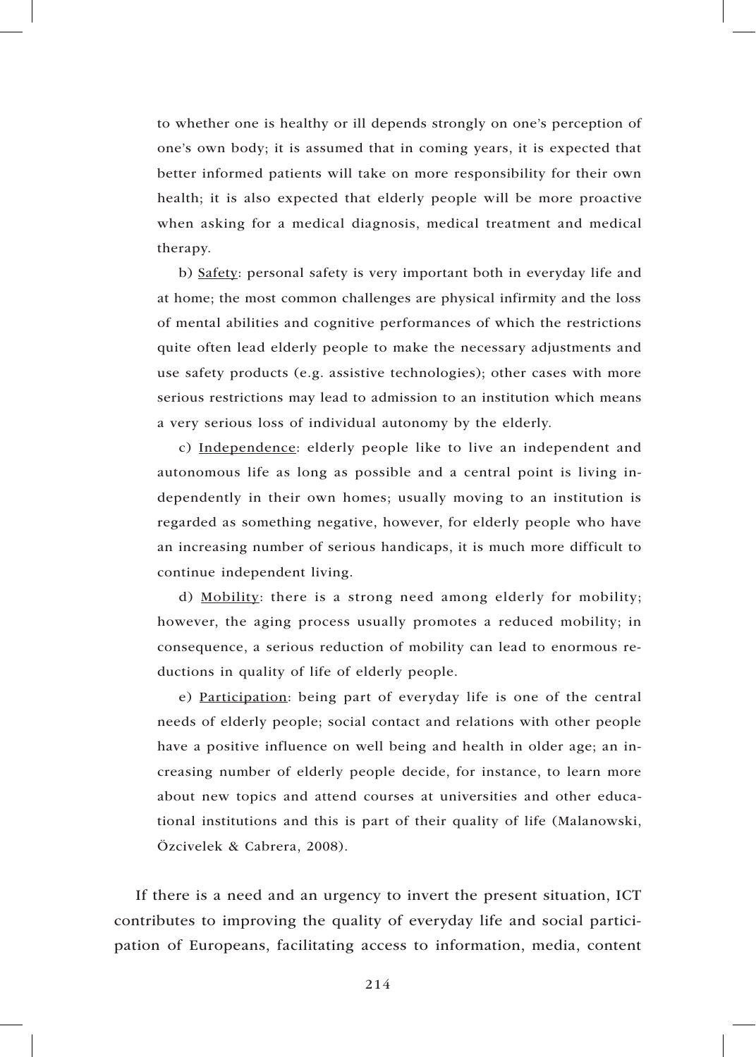to whether one is healthy or ill depends strongly on one's perception of one's own body; it is assumed that in coming years, it is expected that better informed patients will take on more responsibility for their own health; it is also expected that elderly people will be more proactive when asking for a medical diagnosis, medical treatment and medical therapy.

b) <u>Safety</u>: personal safety is very important both in everyday life and at home; the most common challenges are physical infirmity and the loss of mental abilities and cognitive performances of which the restrictions quite often lead elderly people to make the necessary adjustments and use safety products (e.g. assistive technologies); other cases with more serious restrictions may lead to admission to an institution which means a very serious loss of individual autonomy by the elderly.

c) <u>Independence</u>: elderly people like to live an independent and autonomous life as long as possible and a central point is living independently in their own homes; usually moving to an institution is regarded as something negative, however, for elderly people who have an increasing number of serious handicaps, it is much more difficult to continue independent living.

d) <u>Mobility</u>: there is a strong need among elderly for mobility; however, the aging process usually promotes a reduced mobility; in consequence, a serious reduction of mobility can lead to enormous reductions in quality of life of elderly people.

e) <u>Participation</u>: being part of everyday life is one of the central needs of elderly people; social contact and relations with other people have a positive influence on well being and health in older age; an increasing number of elderly people decide, for instance, to learn more about new topics and attend courses at universities and other educational institutions and this is part of their quality of life (Malanowski, Özcivelek & Cabrera, 2008).

If there is a need and an urgency to invert the present situation, ICT contributes to improving the quality of everyday life and social participation of Europeans, facilitating access to information, media, content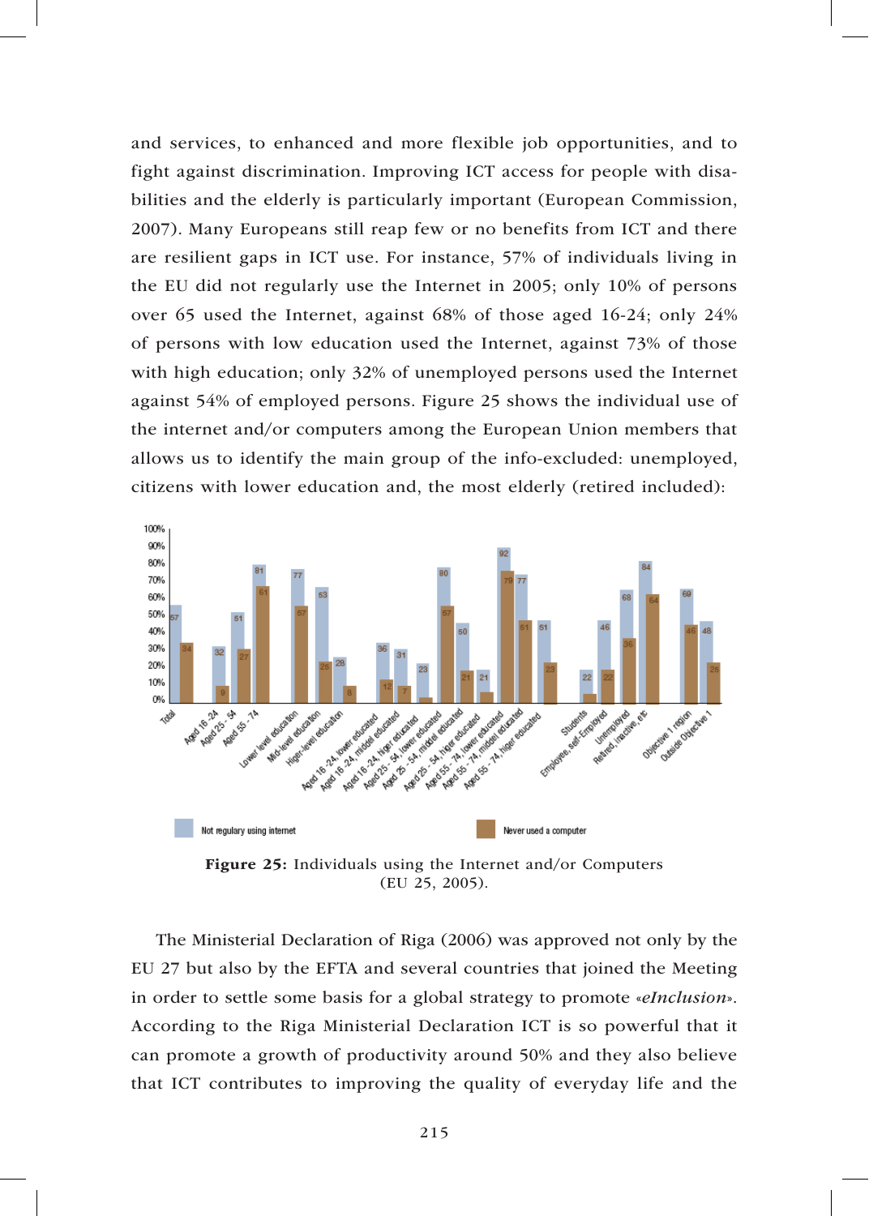and services, to enhanced and more flexible job opportunities, and to fight against discrimination. Improving ICT access for people with disabilities and the elderly is particularly important (European Commission, 2007). Many Europeans still reap few or no benefits from ICT and there are resilient gaps in ICT use. For instance, 57% of individuals living in the EU did not regularly use the Internet in 2005; only 10% of persons over 65 used the Internet, against 68% of those aged 16-24; only 24% of persons with low education used the Internet, against 73% of those with high education; only 32% of unemployed persons used the Internet against 54% of employed persons. Figure 25 shows the individual use of the internet and/or computers among the European Union members that allows us to identify the main group of the info-excluded: unemployed, citizens with lower education and, the most elderly (retired included):

**Figure 25:** Individuals using the Internet and/or Computers (EU 25, 2005).

The Ministerial Declaration of Riga (2006) was approved not only by the EU 27 but also by the EFTA and several countries that joined the Meeting in order to settle some basis for a global strategy to promote «*eInclusion*». According to the Riga Ministerial Declaration ICT is so powerful that it can promote a growth of productivity around 50% and they also believe that ICT contributes to improving the quality of everyday life and the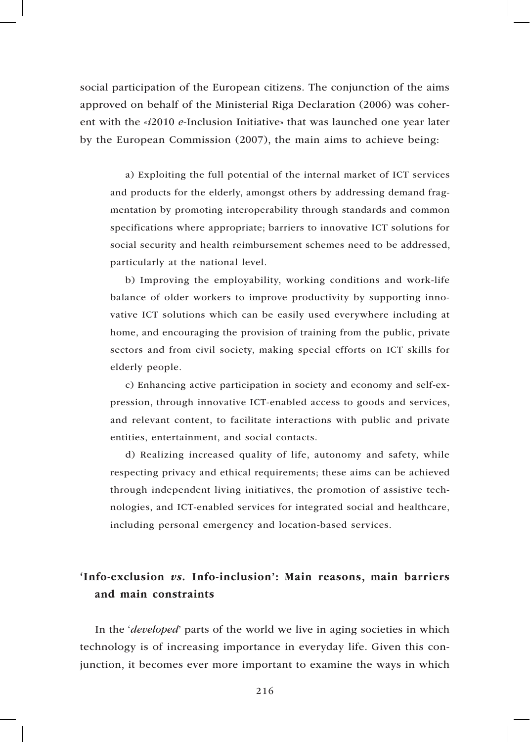social participation of the European citizens. The conjunction of the aims approved on behalf of the Ministerial Riga Declaration (2006) was coherent with the «*i*2010 *e*-Inclusion Initiative» that was launched one year later by the European Commission (2007), the main aims to achieve being:

> a) Exploiting the full potential of the internal market of ICT services and products for the elderly, amongst others by addressing demand fragmentation by promoting interoperability through standards and common specifications where appropriate; barriers to innovative ICT solutions for social security and health reimbursement schemes need to be addressed, particularly at the national level.
>
> b) Improving the employability, working conditions and work-life balance of older workers to improve productivity by supporting innovative ICT solutions which can be easily used everywhere including at home, and encouraging the provision of training from the public, private sectors and from civil society, making special efforts on ICT skills for elderly people.
>
> c) Enhancing active participation in society and economy and self-expression, through innovative ICT-enabled access to goods and services, and relevant content, to facilitate interactions with public and private entities, entertainment, and social contacts.
>
> d) Realizing increased quality of life, autonomy and safety, while respecting privacy and ethical requirements; these aims can be achieved through independent living initiatives, the promotion of assistive technologies, and ICT-enabled services for integrated social and healthcare, including personal emergency and location-based services.

## 'Info-exclusion *vs.* Info-inclusion': Main reasons, main barriers and main constraints

In the '*developed*' parts of the world we live in aging societies in which technology is of increasing importance in everyday life. Given this conjunction, it becomes ever more important to examine the ways in which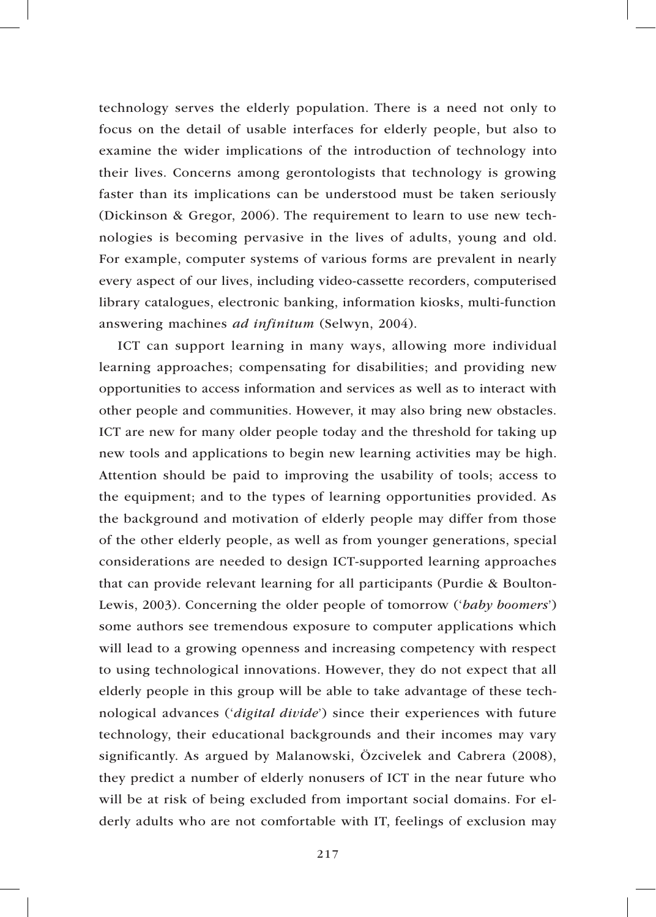technology serves the elderly population. There is a need not only to focus on the detail of usable interfaces for elderly people, but also to examine the wider implications of the introduction of technology into their lives. Concerns among gerontologists that technology is growing faster than its implications can be understood must be taken seriously (Dickinson & Gregor, 2006). The requirement to learn to use new technologies is becoming pervasive in the lives of adults, young and old. For example, computer systems of various forms are prevalent in nearly every aspect of our lives, including video-cassette recorders, computerised library catalogues, electronic banking, information kiosks, multi-function answering machines *ad infinitum* (Selwyn, 2004).

ICT can support learning in many ways, allowing more individual learning approaches; compensating for disabilities; and providing new opportunities to access information and services as well as to interact with other people and communities. However, it may also bring new obstacles. ICT are new for many older people today and the threshold for taking up new tools and applications to begin new learning activities may be high. Attention should be paid to improving the usability of tools; access to the equipment; and to the types of learning opportunities provided. As the background and motivation of elderly people may differ from those of the other elderly people, as well as from younger generations, special considerations are needed to design ICT-supported learning approaches that can provide relevant learning for all participants (Purdie & Boulton-Lewis, 2003). Concerning the older people of tomorrow ('*baby boomers*') some authors see tremendous exposure to computer applications which will lead to a growing openness and increasing competency with respect to using technological innovations. However, they do not expect that all elderly people in this group will be able to take advantage of these technological advances ('*digital divide*') since their experiences with future technology, their educational backgrounds and their incomes may vary significantly. As argued by Malanowski, Özcivelek and Cabrera (2008), they predict a number of elderly nonusers of ICT in the near future who will be at risk of being excluded from important social domains. For elderly adults who are not comfortable with IT, feelings of exclusion may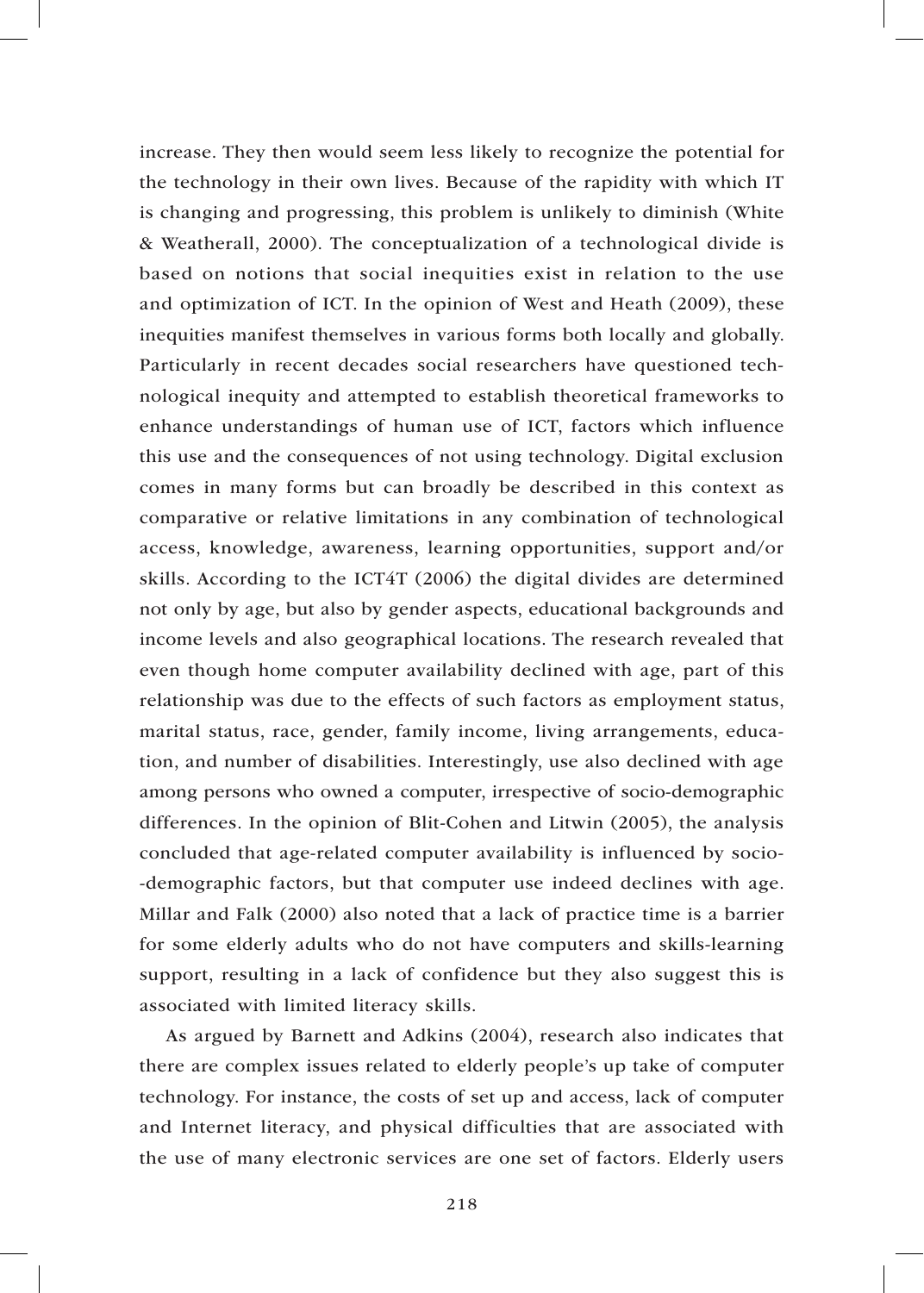increase. They then would seem less likely to recognize the potential for the technology in their own lives. Because of the rapidity with which IT is changing and progressing, this problem is unlikely to diminish (White & Weatherall, 2000). The conceptualization of a technological divide is based on notions that social inequities exist in relation to the use and optimization of ICT. In the opinion of West and Heath (2009), these inequities manifest themselves in various forms both locally and globally. Particularly in recent decades social researchers have questioned technological inequity and attempted to establish theoretical frameworks to enhance understandings of human use of ICT, factors which influence this use and the consequences of not using technology. Digital exclusion comes in many forms but can broadly be described in this context as comparative or relative limitations in any combination of technological access, knowledge, awareness, learning opportunities, support and/or skills. According to the ICT4T (2006) the digital divides are determined not only by age, but also by gender aspects, educational backgrounds and income levels and also geographical locations. The research revealed that even though home computer availability declined with age, part of this relationship was due to the effects of such factors as employment status, marital status, race, gender, family income, living arrangements, education, and number of disabilities. Interestingly, use also declined with age among persons who owned a computer, irrespective of socio-demographic differences. In the opinion of Blit-Cohen and Litwin (2005), the analysis concluded that age-related computer availability is influenced by socio--demographic factors, but that computer use indeed declines with age. Millar and Falk (2000) also noted that a lack of practice time is a barrier for some elderly adults who do not have computers and skills-learning support, resulting in a lack of confidence but they also suggest this is associated with limited literacy skills.

As argued by Barnett and Adkins (2004), research also indicates that there are complex issues related to elderly people's up take of computer technology. For instance, the costs of set up and access, lack of computer and Internet literacy, and physical difficulties that are associated with the use of many electronic services are one set of factors. Elderly users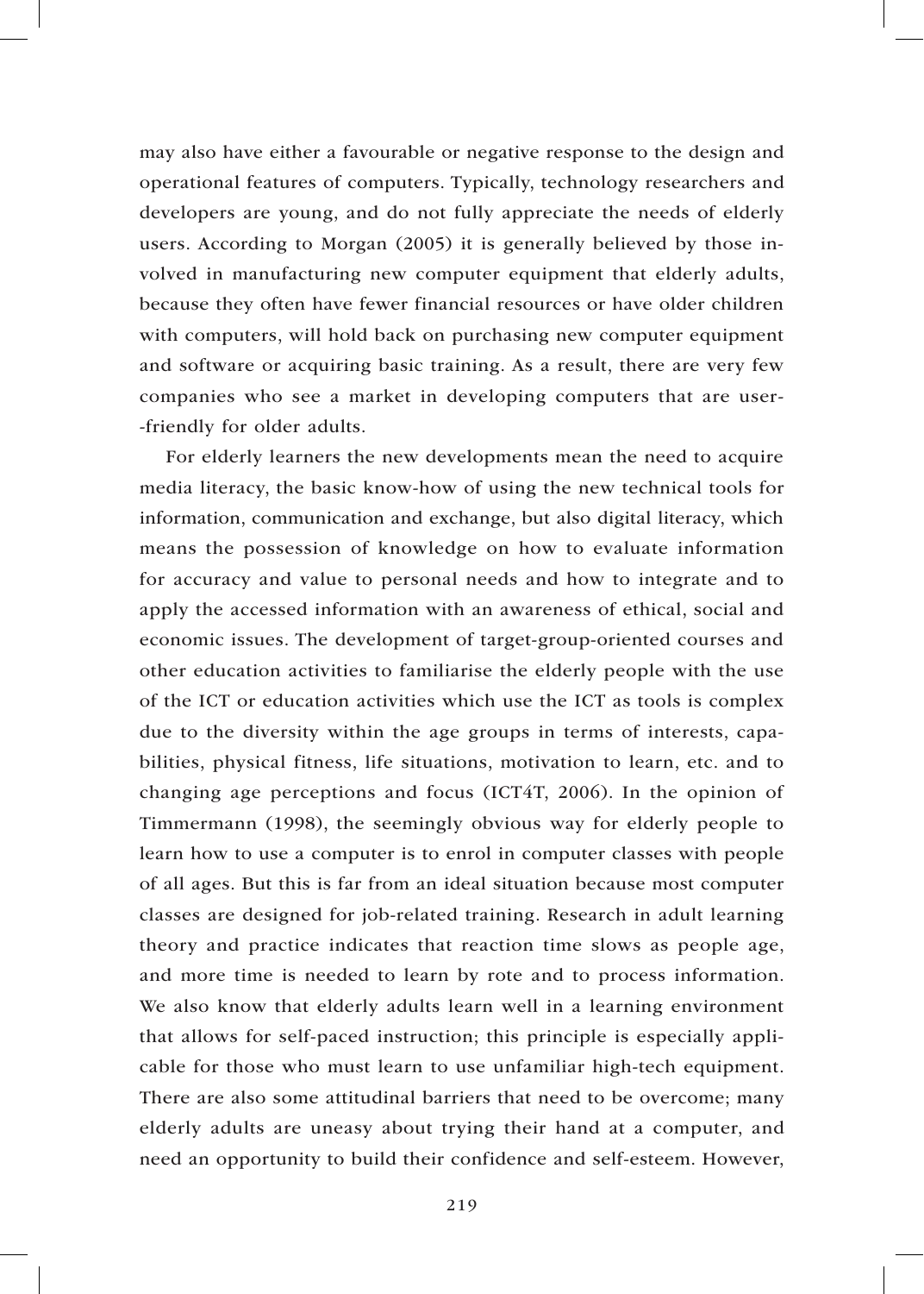may also have either a favourable or negative response to the design and operational features of computers. Typically, technology researchers and developers are young, and do not fully appreciate the needs of elderly users. According to Morgan (2005) it is generally believed by those involved in manufacturing new computer equipment that elderly adults, because they often have fewer financial resources or have older children with computers, will hold back on purchasing new computer equipment and software or acquiring basic training. As a result, there are very few companies who see a market in developing computers that are user-friendly for older adults.

For elderly learners the new developments mean the need to acquire media literacy, the basic know-how of using the new technical tools for information, communication and exchange, but also digital literacy, which means the possession of knowledge on how to evaluate information for accuracy and value to personal needs and how to integrate and to apply the accessed information with an awareness of ethical, social and economic issues. The development of target-group-oriented courses and other education activities to familiarise the elderly people with the use of the ICT or education activities which use the ICT as tools is complex due to the diversity within the age groups in terms of interests, capabilities, physical fitness, life situations, motivation to learn, etc. and to changing age perceptions and focus (ICT4T, 2006). In the opinion of Timmermann (1998), the seemingly obvious way for elderly people to learn how to use a computer is to enrol in computer classes with people of all ages. But this is far from an ideal situation because most computer classes are designed for job-related training. Research in adult learning theory and practice indicates that reaction time slows as people age, and more time is needed to learn by rote and to process information. We also know that elderly adults learn well in a learning environment that allows for self-paced instruction; this principle is especially applicable for those who must learn to use unfamiliar high-tech equipment. There are also some attitudinal barriers that need to be overcome; many elderly adults are uneasy about trying their hand at a computer, and need an opportunity to build their confidence and self-esteem. However,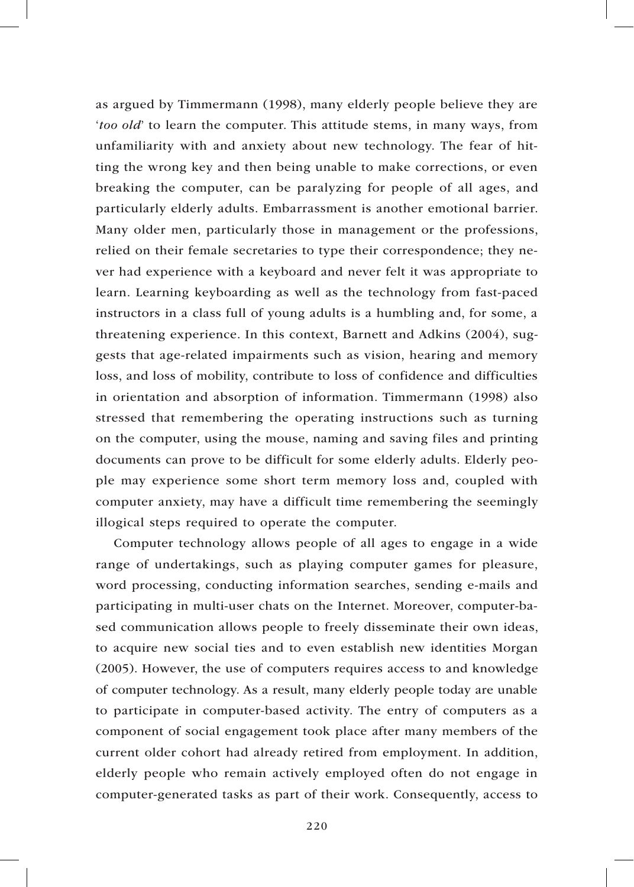as argued by Timmermann (1998), many elderly people believe they are '*too old*' to learn the computer. This attitude stems, in many ways, from unfamiliarity with and anxiety about new technology. The fear of hitting the wrong key and then being unable to make corrections, or even breaking the computer, can be paralyzing for people of all ages, and particularly elderly adults. Embarrassment is another emotional barrier. Many older men, particularly those in management or the professions, relied on their female secretaries to type their correspondence; they never had experience with a keyboard and never felt it was appropriate to learn. Learning keyboarding as well as the technology from fast-paced instructors in a class full of young adults is a humbling and, for some, a threatening experience. In this context, Barnett and Adkins (2004), suggests that age-related impairments such as vision, hearing and memory loss, and loss of mobility, contribute to loss of confidence and difficulties in orientation and absorption of information. Timmermann (1998) also stressed that remembering the operating instructions such as turning on the computer, using the mouse, naming and saving files and printing documents can prove to be difficult for some elderly adults. Elderly people may experience some short term memory loss and, coupled with computer anxiety, may have a difficult time remembering the seemingly illogical steps required to operate the computer.

Computer technology allows people of all ages to engage in a wide range of undertakings, such as playing computer games for pleasure, word processing, conducting information searches, sending e-mails and participating in multi-user chats on the Internet. Moreover, computer-based communication allows people to freely disseminate their own ideas, to acquire new social ties and to even establish new identities Morgan (2005). However, the use of computers requires access to and knowledge of computer technology. As a result, many elderly people today are unable to participate in computer-based activity. The entry of computers as a component of social engagement took place after many members of the current older cohort had already retired from employment. In addition, elderly people who remain actively employed often do not engage in computer-generated tasks as part of their work. Consequently, access to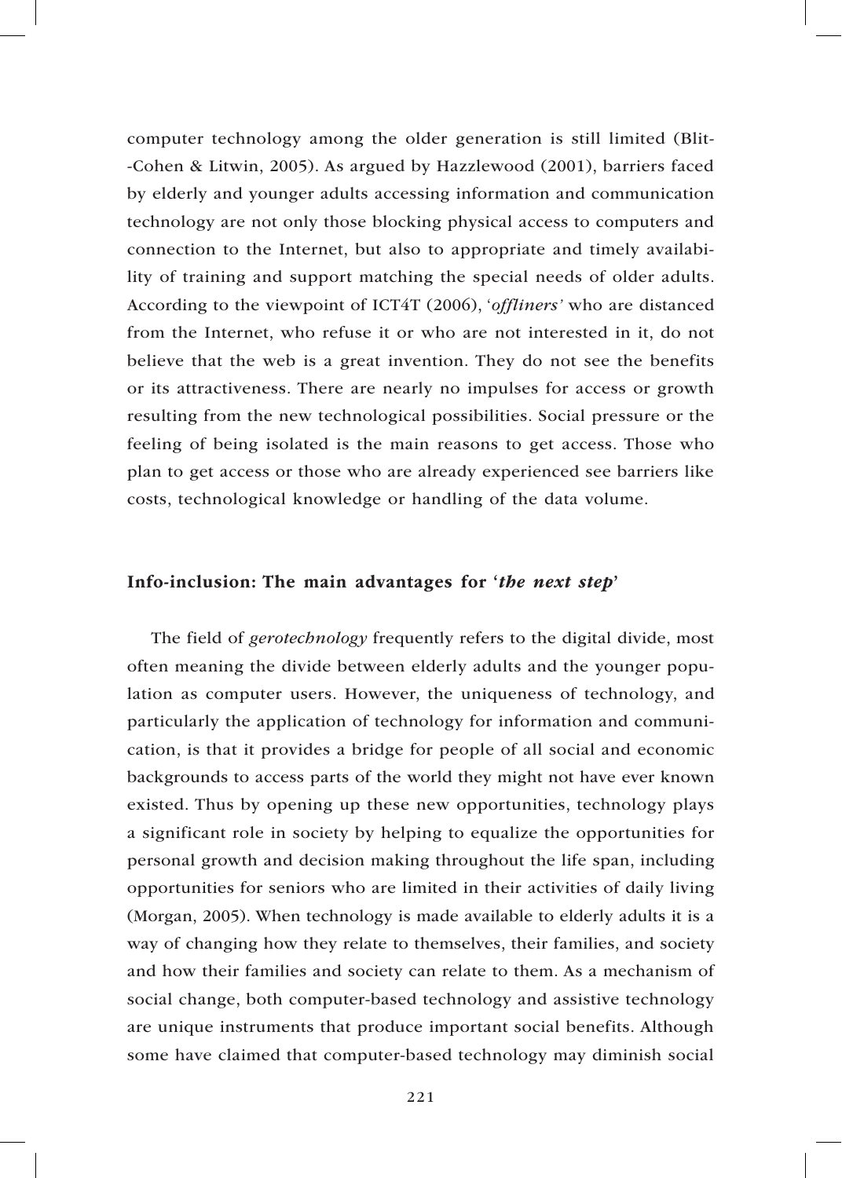computer technology among the older generation is still limited (Blit--Cohen & Litwin, 2005). As argued by Hazzlewood (2001), barriers faced by elderly and younger adults accessing information and communication technology are not only those blocking physical access to computers and connection to the Internet, but also to appropriate and timely availability of training and support matching the special needs of older adults. According to the viewpoint of ICT4T (2006), '*offliners'* who are distanced from the Internet, who refuse it or who are not interested in it, do not believe that the web is a great invention. They do not see the benefits or its attractiveness. There are nearly no impulses for access or growth resulting from the new technological possibilities. Social pressure or the feeling of being isolated is the main reasons to get access. Those who plan to get access or those who are already experienced see barriers like costs, technological knowledge or handling of the data volume.

## Info-inclusion: The main advantages for '*the next step*'

The field of *gerotechnology* frequently refers to the digital divide, most often meaning the divide between elderly adults and the younger population as computer users. However, the uniqueness of technology, and particularly the application of technology for information and communication, is that it provides a bridge for people of all social and economic backgrounds to access parts of the world they might not have ever known existed. Thus by opening up these new opportunities, technology plays a significant role in society by helping to equalize the opportunities for personal growth and decision making throughout the life span, including opportunities for seniors who are limited in their activities of daily living (Morgan, 2005). When technology is made available to elderly adults it is a way of changing how they relate to themselves, their families, and society and how their families and society can relate to them. As a mechanism of social change, both computer-based technology and assistive technology are unique instruments that produce important social benefits. Although some have claimed that computer-based technology may diminish social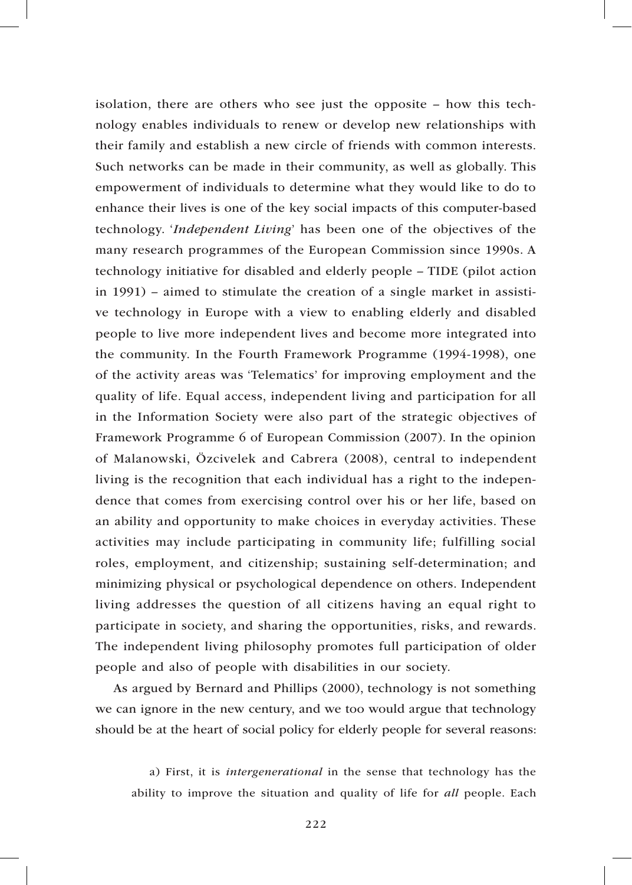isolation, there are others who see just the opposite – how this technology enables individuals to renew or develop new relationships with their family and establish a new circle of friends with common interests. Such networks can be made in their community, as well as globally. This empowerment of individuals to determine what they would like to do to enhance their lives is one of the key social impacts of this computer-based technology. '*Independent Living*' has been one of the objectives of the many research programmes of the European Commission since 1990s. A technology initiative for disabled and elderly people – TIDE (pilot action in 1991) – aimed to stimulate the creation of a single market in assistive technology in Europe with a view to enabling elderly and disabled people to live more independent lives and become more integrated into the community. In the Fourth Framework Programme (1994-1998), one of the activity areas was 'Telematics' for improving employment and the quality of life. Equal access, independent living and participation for all in the Information Society were also part of the strategic objectives of Framework Programme 6 of European Commission (2007). In the opinion of Malanowski, Özcivelek and Cabrera (2008), central to independent living is the recognition that each individual has a right to the independence that comes from exercising control over his or her life, based on an ability and opportunity to make choices in everyday activities. These activities may include participating in community life; fulfilling social roles, employment, and citizenship; sustaining self-determination; and minimizing physical or psychological dependence on others. Independent living addresses the question of all citizens having an equal right to participate in society, and sharing the opportunities, risks, and rewards. The independent living philosophy promotes full participation of older people and also of people with disabilities in our society.

As argued by Bernard and Phillips (2000), technology is not something we can ignore in the new century, and we too would argue that technology should be at the heart of social policy for elderly people for several reasons:

a) First, it is *intergenerational* in the sense that technology has the ability to improve the situation and quality of life for *all* people. Each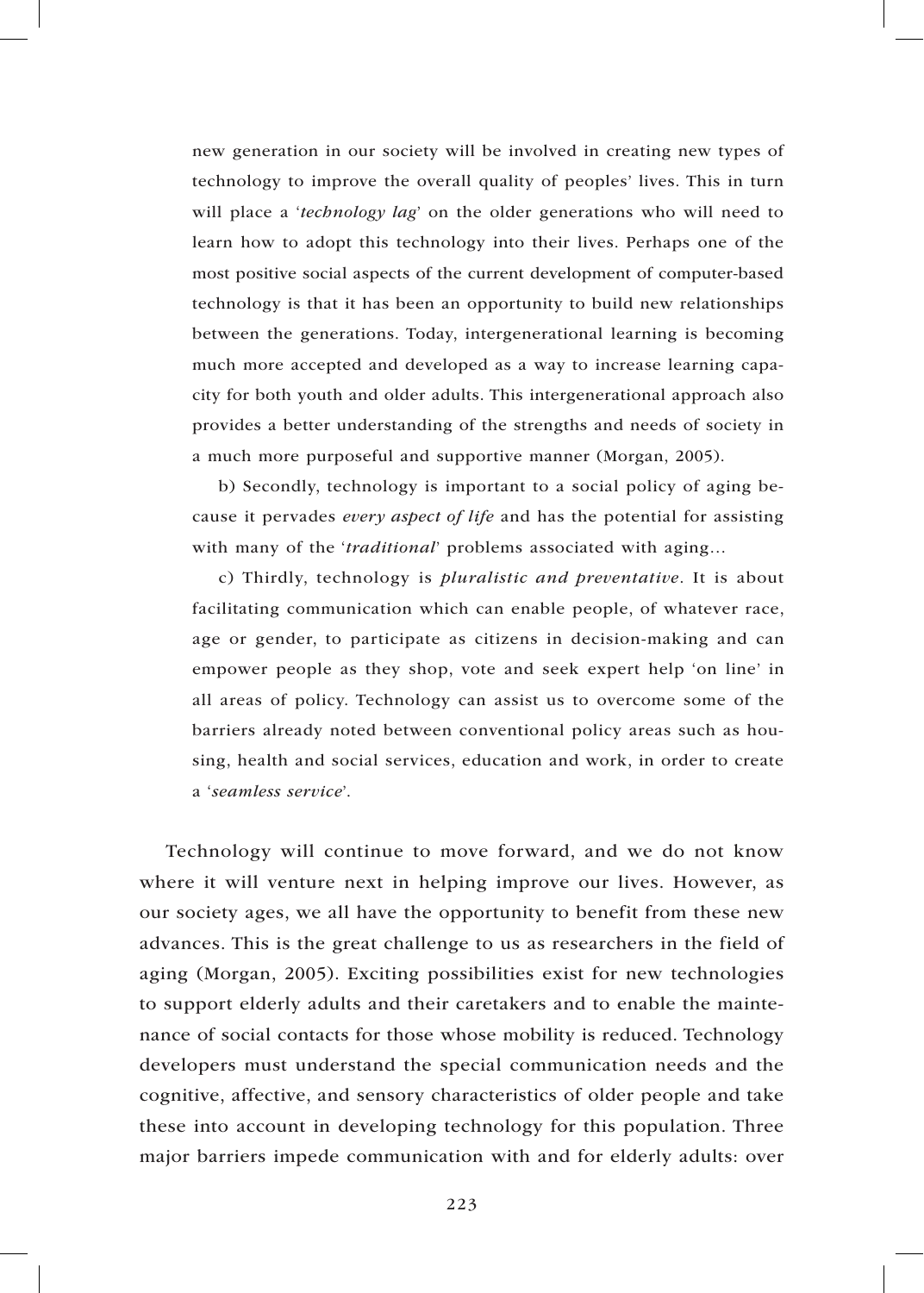new generation in our society will be involved in creating new types of technology to improve the overall quality of peoples' lives. This in turn will place a '*technology lag*' on the older generations who will need to learn how to adopt this technology into their lives. Perhaps one of the most positive social aspects of the current development of computer-based technology is that it has been an opportunity to build new relationships between the generations. Today, intergenerational learning is becoming much more accepted and developed as a way to increase learning capacity for both youth and older adults. This intergenerational approach also provides a better understanding of the strengths and needs of society in a much more purposeful and supportive manner (Morgan, 2005).

b) Secondly, technology is important to a social policy of aging because it pervades *every aspect of life* and has the potential for assisting with many of the '*traditional*' problems associated with aging…

c) Thirdly, technology is *pluralistic and preventative*. It is about facilitating communication which can enable people, of whatever race, age or gender, to participate as citizens in decision-making and can empower people as they shop, vote and seek expert help 'on line' in all areas of policy. Technology can assist us to overcome some of the barriers already noted between conventional policy areas such as housing, health and social services, education and work, in order to create a '*seamless service*'.

Technology will continue to move forward, and we do not know where it will venture next in helping improve our lives. However, as our society ages, we all have the opportunity to benefit from these new advances. This is the great challenge to us as researchers in the field of aging (Morgan, 2005). Exciting possibilities exist for new technologies to support elderly adults and their caretakers and to enable the maintenance of social contacts for those whose mobility is reduced. Technology developers must understand the special communication needs and the cognitive, affective, and sensory characteristics of older people and take these into account in developing technology for this population. Three major barriers impede communication with and for elderly adults: over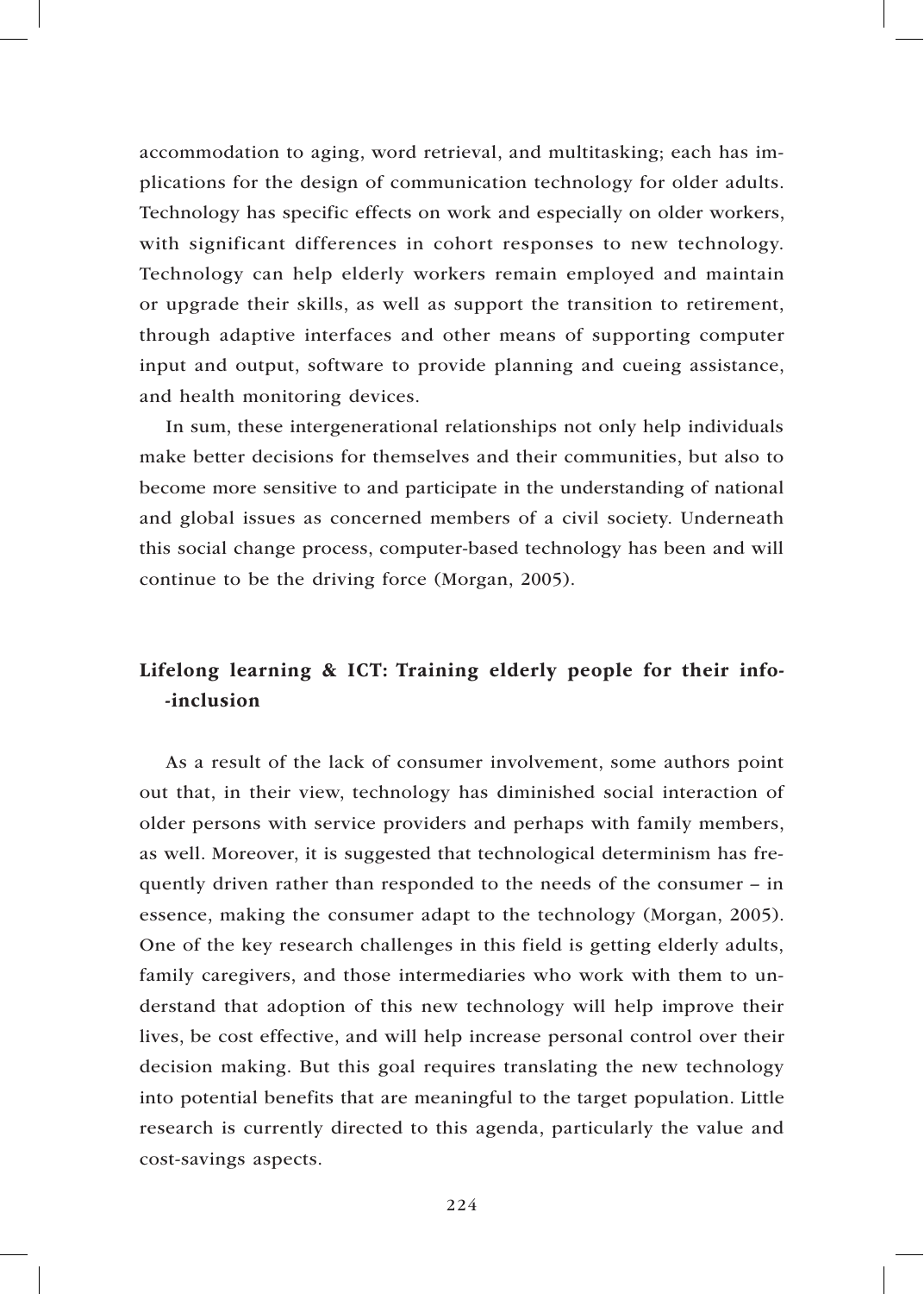accommodation to aging, word retrieval, and multitasking; each has implications for the design of communication technology for older adults. Technology has specific effects on work and especially on older workers, with significant differences in cohort responses to new technology. Technology can help elderly workers remain employed and maintain or upgrade their skills, as well as support the transition to retirement, through adaptive interfaces and other means of supporting computer input and output, software to provide planning and cueing assistance, and health monitoring devices.

In sum, these intergenerational relationships not only help individuals make better decisions for themselves and their communities, but also to become more sensitive to and participate in the understanding of national and global issues as concerned members of a civil society. Underneath this social change process, computer-based technology has been and will continue to be the driving force (Morgan, 2005).

## Lifelong learning & ICT: Training elderly people for their info-inclusion

As a result of the lack of consumer involvement, some authors point out that, in their view, technology has diminished social interaction of older persons with service providers and perhaps with family members, as well. Moreover, it is suggested that technological determinism has frequently driven rather than responded to the needs of the consumer – in essence, making the consumer adapt to the technology (Morgan, 2005). One of the key research challenges in this field is getting elderly adults, family caregivers, and those intermediaries who work with them to understand that adoption of this new technology will help improve their lives, be cost effective, and will help increase personal control over their decision making. But this goal requires translating the new technology into potential benefits that are meaningful to the target population. Little research is currently directed to this agenda, particularly the value and cost-savings aspects.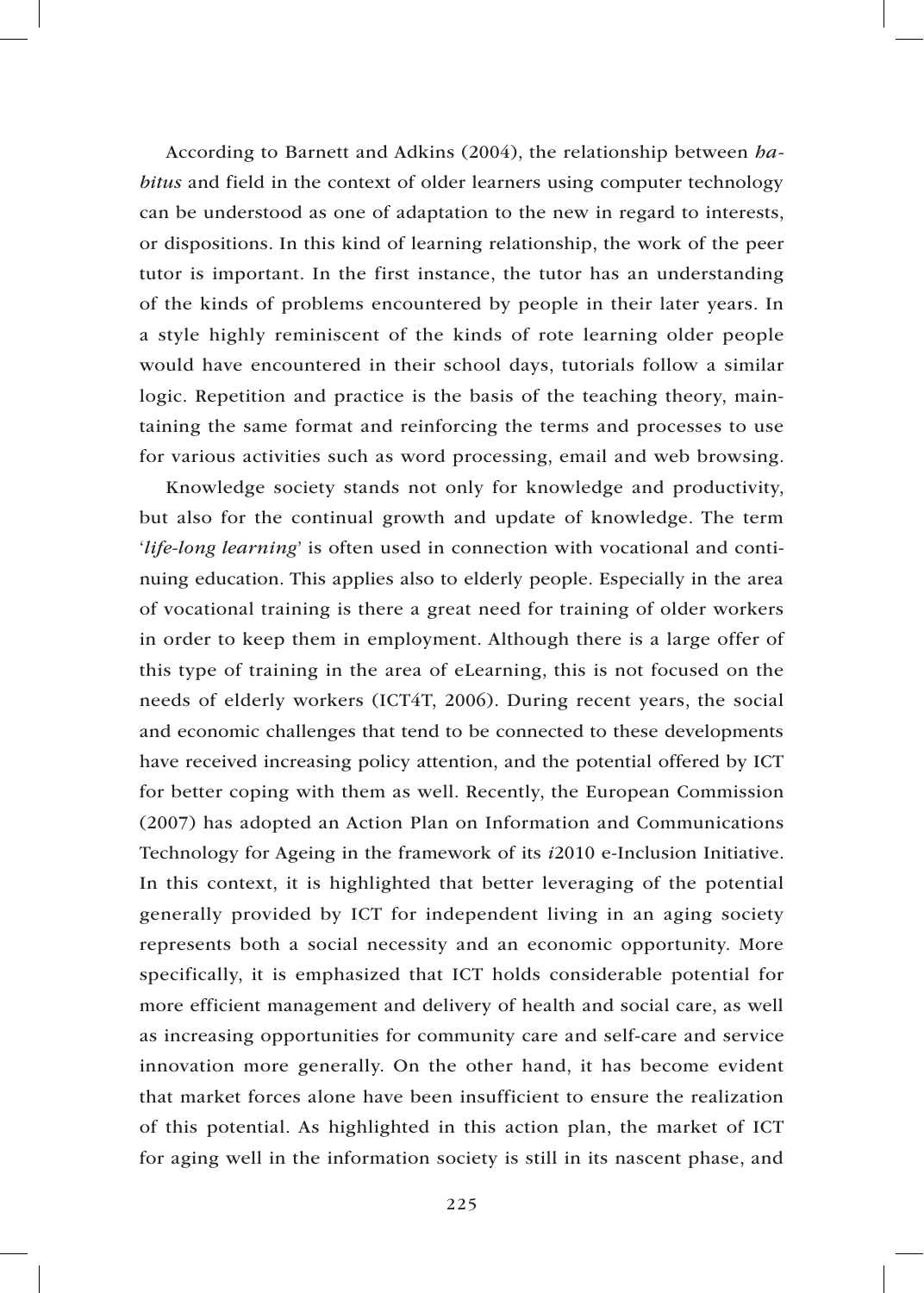According to Barnett and Adkins (2004), the relationship between *habitus* and field in the context of older learners using computer technology can be understood as one of adaptation to the new in regard to interests, or dispositions. In this kind of learning relationship, the work of the peer tutor is important. In the first instance, the tutor has an understanding of the kinds of problems encountered by people in their later years. In a style highly reminiscent of the kinds of rote learning older people would have encountered in their school days, tutorials follow a similar logic. Repetition and practice is the basis of the teaching theory, maintaining the same format and reinforcing the terms and processes to use for various activities such as word processing, email and web browsing.

Knowledge society stands not only for knowledge and productivity, but also for the continual growth and update of knowledge. The term '*life-long learning*' is often used in connection with vocational and continuing education. This applies also to elderly people. Especially in the area of vocational training is there a great need for training of older workers in order to keep them in employment. Although there is a large offer of this type of training in the area of eLearning, this is not focused on the needs of elderly workers (ICT4T, 2006). During recent years, the social and economic challenges that tend to be connected to these developments have received increasing policy attention, and the potential offered by ICT for better coping with them as well. Recently, the European Commission (2007) has adopted an Action Plan on Information and Communications Technology for Ageing in the framework of its *i*2010 e-Inclusion Initiative. In this context, it is highlighted that better leveraging of the potential generally provided by ICT for independent living in an aging society represents both a social necessity and an economic opportunity. More specifically, it is emphasized that ICT holds considerable potential for more efficient management and delivery of health and social care, as well as increasing opportunities for community care and self-care and service innovation more generally. On the other hand, it has become evident that market forces alone have been insufficient to ensure the realization of this potential. As highlighted in this action plan, the market of ICT for aging well in the information society is still in its nascent phase, and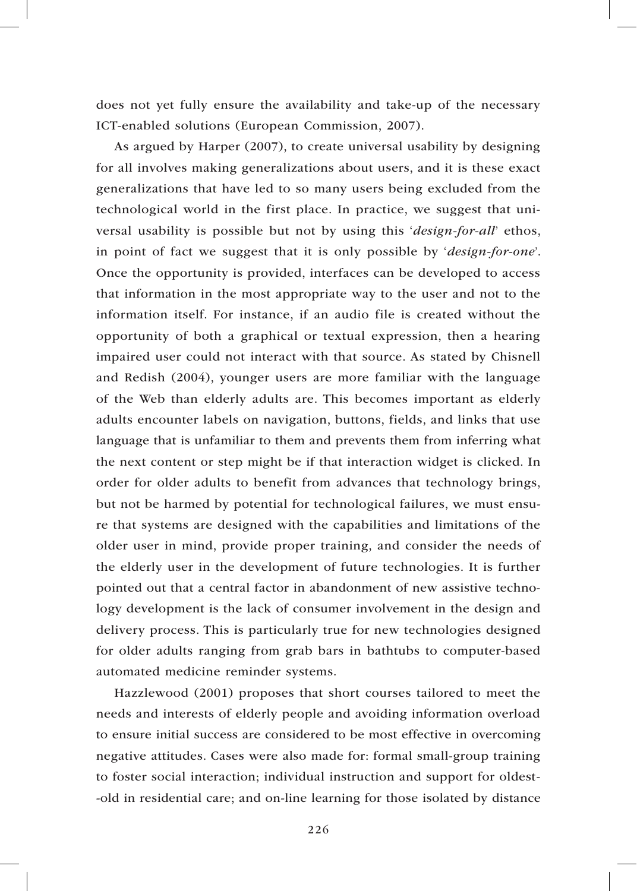does not yet fully ensure the availability and take-up of the necessary ICT-enabled solutions (European Commission, 2007).

As argued by Harper (2007), to create universal usability by designing for all involves making generalizations about users, and it is these exact generalizations that have led to so many users being excluded from the technological world in the first place. In practice, we suggest that universal usability is possible but not by using this '*design-for-all*' ethos, in point of fact we suggest that it is only possible by '*design-for-one*'. Once the opportunity is provided, interfaces can be developed to access that information in the most appropriate way to the user and not to the information itself. For instance, if an audio file is created without the opportunity of both a graphical or textual expression, then a hearing impaired user could not interact with that source. As stated by Chisnell and Redish (2004), younger users are more familiar with the language of the Web than elderly adults are. This becomes important as elderly adults encounter labels on navigation, buttons, fields, and links that use language that is unfamiliar to them and prevents them from inferring what the next content or step might be if that interaction widget is clicked. In order for older adults to benefit from advances that technology brings, but not be harmed by potential for technological failures, we must ensure that systems are designed with the capabilities and limitations of the older user in mind, provide proper training, and consider the needs of the elderly user in the development of future technologies. It is further pointed out that a central factor in abandonment of new assistive technology development is the lack of consumer involvement in the design and delivery process. This is particularly true for new technologies designed for older adults ranging from grab bars in bathtubs to computer-based automated medicine reminder systems.

Hazzlewood (2001) proposes that short courses tailored to meet the needs and interests of elderly people and avoiding information overload to ensure initial success are considered to be most effective in overcoming negative attitudes. Cases were also made for: formal small-group training to foster social interaction; individual instruction and support for oldest-old in residential care; and on-line learning for those isolated by distance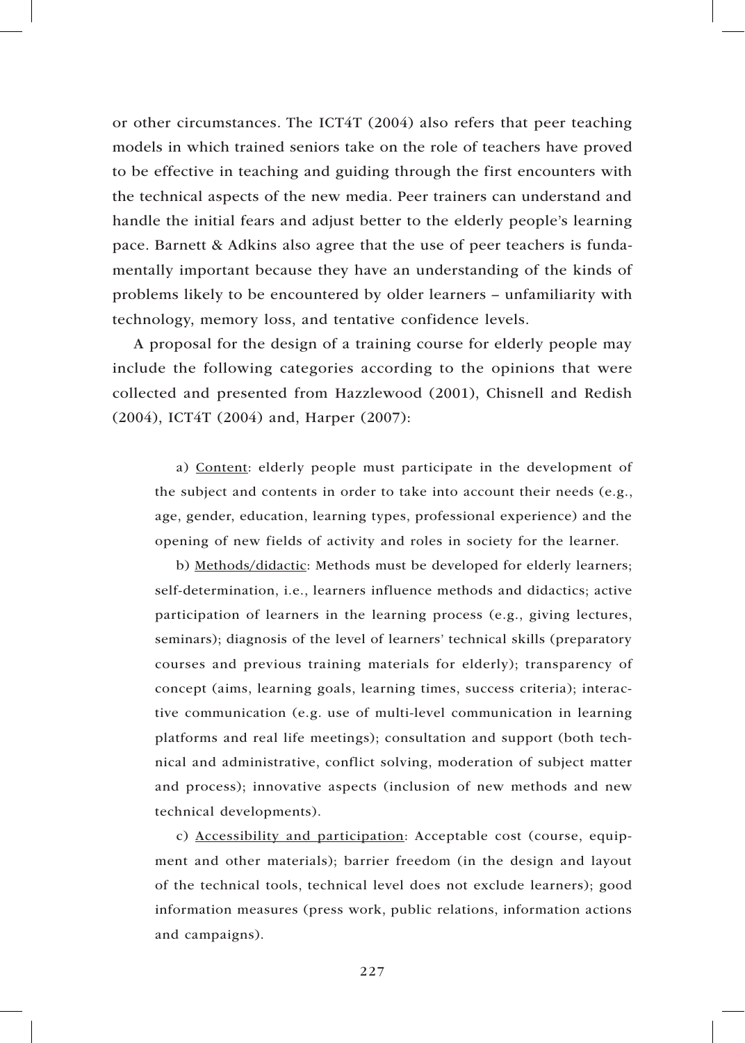or other circumstances. The ICT4T (2004) also refers that peer teaching models in which trained seniors take on the role of teachers have proved to be effective in teaching and guiding through the first encounters with the technical aspects of the new media. Peer trainers can understand and handle the initial fears and adjust better to the elderly people's learning pace. Barnett & Adkins also agree that the use of peer teachers is fundamentally important because they have an understanding of the kinds of problems likely to be encountered by older learners – unfamiliarity with technology, memory loss, and tentative confidence levels.

A proposal for the design of a training course for elderly people may include the following categories according to the opinions that were collected and presented from Hazzlewood (2001), Chisnell and Redish (2004), ICT4T (2004) and, Harper (2007):

a) <u>Content</u>: elderly people must participate in the development of the subject and contents in order to take into account their needs (e.g., age, gender, education, learning types, professional experience) and the opening of new fields of activity and roles in society for the learner.

b) <u>Methods/didactic</u>: Methods must be developed for elderly learners; self-determination, i.e., learners influence methods and didactics; active participation of learners in the learning process (e.g., giving lectures, seminars); diagnosis of the level of learners' technical skills (preparatory courses and previous training materials for elderly); transparency of concept (aims, learning goals, learning times, success criteria); interactive communication (e.g. use of multi-level communication in learning platforms and real life meetings); consultation and support (both technical and administrative, conflict solving, moderation of subject matter and process); innovative aspects (inclusion of new methods and new technical developments).

c) <u>Accessibility and participation</u>: Acceptable cost (course, equipment and other materials); barrier freedom (in the design and layout of the technical tools, technical level does not exclude learners); good information measures (press work, public relations, information actions and campaigns).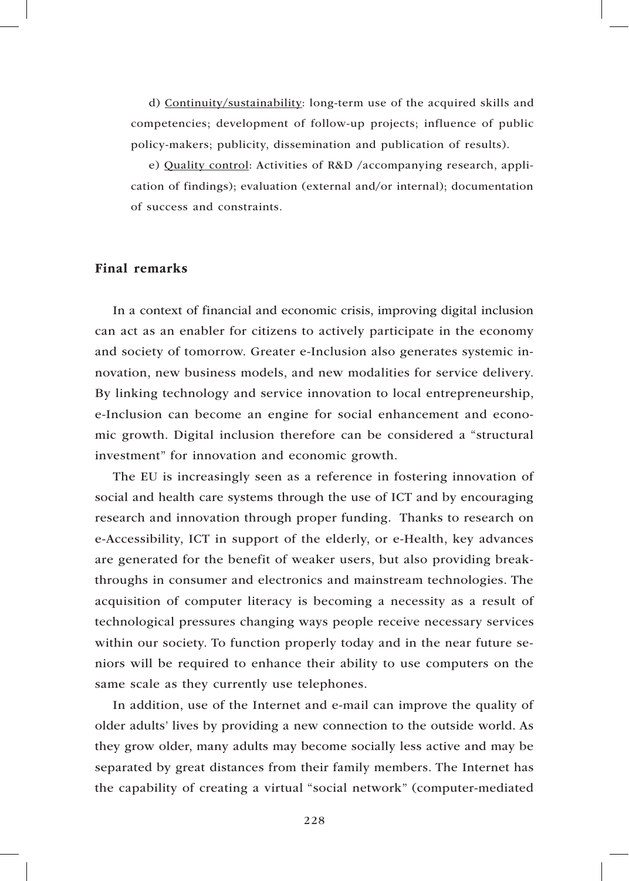d) <u>Continuity/sustainability</u>: long-term use of the acquired skills and competencies; development of follow-up projects; influence of public policy-makers; publicity, dissemination and publication of results).

e) <u>Quality control</u>: Activities of R&D /accompanying research, application of findings); evaluation (external and/or internal); documentation of success and constraints.

## Final remarks

In a context of financial and economic crisis, improving digital inclusion can act as an enabler for citizens to actively participate in the economy and society of tomorrow. Greater e-Inclusion also generates systemic innovation, new business models, and new modalities for service delivery. By linking technology and service innovation to local entrepreneurship, e-Inclusion can become an engine for social enhancement and economic growth. Digital inclusion therefore can be considered a "structural investment" for innovation and economic growth.

The EU is increasingly seen as a reference in fostering innovation of social and health care systems through the use of ICT and by encouraging research and innovation through proper funding. Thanks to research on e-Accessibility, ICT in support of the elderly, or e-Health, key advances are generated for the benefit of weaker users, but also providing breakthroughs in consumer and electronics and mainstream technologies. The acquisition of computer literacy is becoming a necessity as a result of technological pressures changing ways people receive necessary services within our society. To function properly today and in the near future seniors will be required to enhance their ability to use computers on the same scale as they currently use telephones.

In addition, use of the Internet and e-mail can improve the quality of older adults' lives by providing a new connection to the outside world. As they grow older, many adults may become socially less active and may be separated by great distances from their family members. The Internet has the capability of creating a virtual "social network" (computer-mediated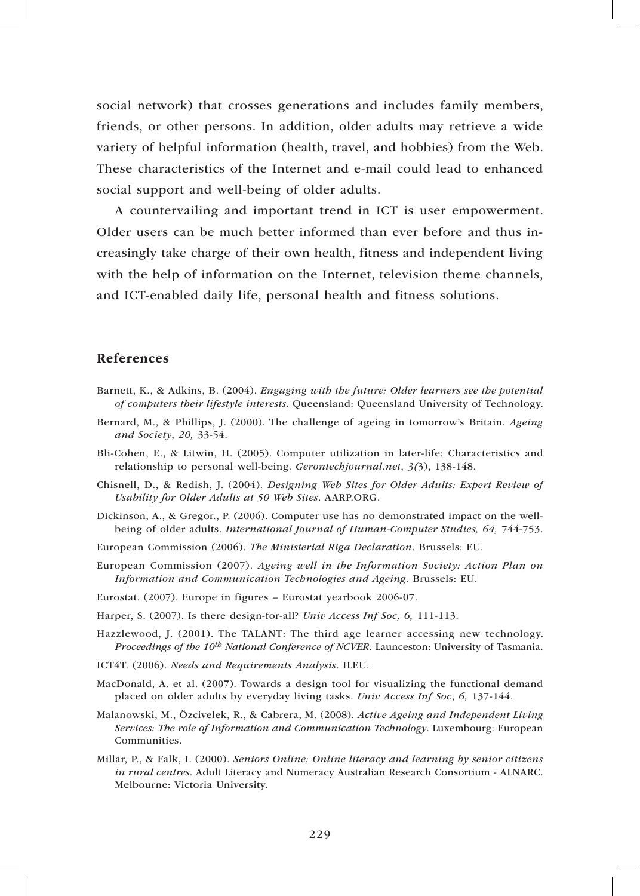social network) that crosses generations and includes family members, friends, or other persons. In addition, older adults may retrieve a wide variety of helpful information (health, travel, and hobbies) from the Web. These characteristics of the Internet and e-mail could lead to enhanced social support and well-being of older adults.

A countervailing and important trend in ICT is user empowerment. Older users can be much better informed than ever before and thus increasingly take charge of their own health, fitness and independent living with the help of information on the Internet, television theme channels, and ICT-enabled daily life, personal health and fitness solutions.

## References

Barnett, K., & Adkins, B. (2004). *Engaging with the future: Older learners see the potential of computers their lifestyle interests*. Queensland: Queensland University of Technology.

Bernard, M., & Phillips, J. (2000). The challenge of ageing in tomorrow's Britain. *Ageing and Society*, *20,* 33-54.

Bli-Cohen, E., & Litwin, H. (2005). Computer utilization in later-life: Characteristics and relationship to personal well-being. *Gerontechjournal.net*, *3(*3), 138-148.

Chisnell, D., & Redish, J. (2004). *Designing Web Sites for Older Adults: Expert Review of Usability for Older Adults at 50 Web Sites*. AARP.ORG.

Dickinson, A., & Gregor., P. (2006). Computer use has no demonstrated impact on the well-being of older adults. *International Journal of Human-Computer Studies, 64,* 744-753.

European Commission (2006). *The Ministerial Riga Declaration*. Brussels: EU.

European Commission (2007). *Ageing well in the Information Society: Action Plan on Information and Communication Technologies and Ageing*. Brussels: EU.

Eurostat. (2007). Europe in figures – Eurostat yearbook 2006-07.

Harper, S. (2007). Is there design-for-all? *Univ Access Inf Soc, 6,* 111-113.

Hazzlewood, J. (2001). The TALANT: The third age learner accessing new technology. *Proceedings of the 10th National Conference of NCVER.* Launceston: University of Tasmania.

ICT4T. (2006). *Needs and Requirements Analysis*. ILEU.

MacDonald, A. et al. (2007). Towards a design tool for visualizing the functional demand placed on older adults by everyday living tasks. *Univ Access Inf Soc*, *6,* 137-144.

Malanowski, M., Özcivelek, R., & Cabrera, M. (2008). *Active Ageing and Independent Living Services: The role of Information and Communication Technology*. Luxembourg: European Communities.

Millar, P., & Falk, I. (2000). *Seniors Online: Online literacy and learning by senior citizens in rural centres.* Adult Literacy and Numeracy Australian Research Consortium - ALNARC. Melbourne: Victoria University.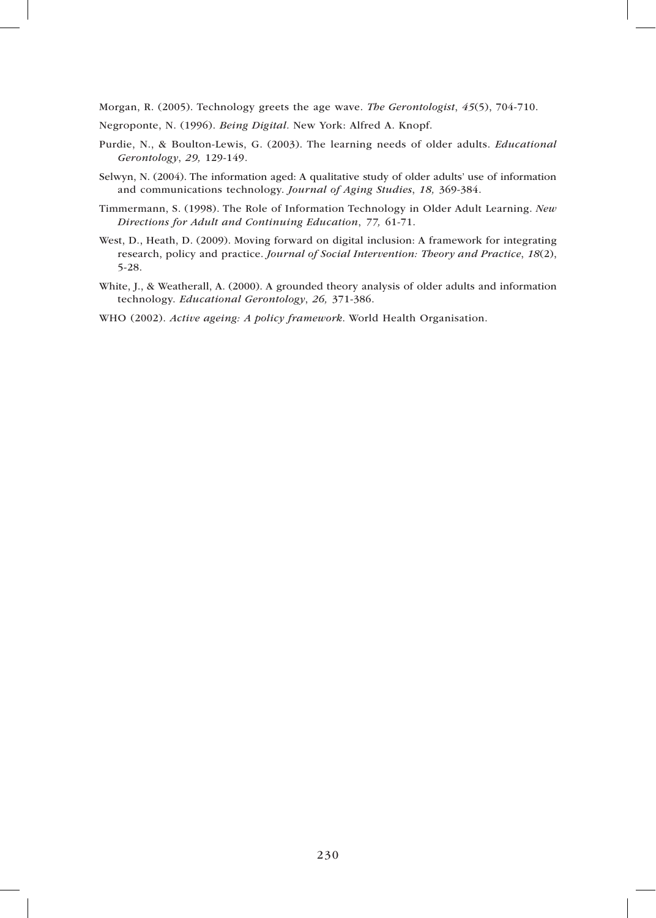Morgan, R. (2005). Technology greets the age wave. *The Gerontologist*, *45*(5), 704-710.

Negroponte, N. (1996). *Being Digital*. New York: Alfred A. Knopf.

Purdie, N., & Boulton-Lewis, G. (2003). The learning needs of older adults. *Educational Gerontology*, *29,* 129-149.

Selwyn, N. (2004). The information aged: A qualitative study of older adults' use of information and communications technology. *Journal of Aging Studies*, *18,* 369-384.

Timmermann, S. (1998). The Role of Information Technology in Older Adult Learning. *New Directions for Adult and Continuing Education*, *77,* 61-71.

West, D., Heath, D. (2009). Moving forward on digital inclusion: A framework for integrating research, policy and practice. *Journal of Social Intervention: Theory and Practice*, *18*(2), 5-28.

White, J., & Weatherall, A. (2000). A grounded theory analysis of older adults and information technology. *Educational Gerontology*, *26,* 371-386.

WHO (2002). *Active ageing: A policy framework*. World Health Organisation.